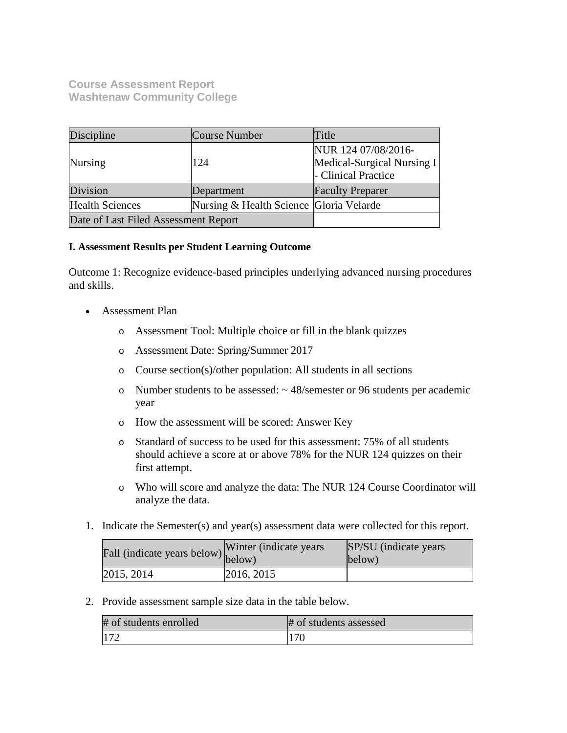# Course Assessment Report
## Washtenaw Community College

| Discipline | Course Number | Title |
|---|---|---|
| Nursing | 124 | NUR 124 07/08/2016-Medical-Surgical Nursing I - Clinical Practice |
| Division | Department | Faculty Preparer |
| Health Sciences | Nursing & Health Science | Gloria Velarde |
| Date of Last Filed Assessment Report | | |

**I. Assessment Results per Student Learning Outcome**

Outcome 1: Recognize evidence-based principles underlying advanced nursing procedures and skills.

- Assessment Plan
    - Assessment Tool: Multiple choice or fill in the blank quizzes
    - Assessment Date: Spring/Summer 2017
    - Course section(s)/other population: All students in all sections
    - Number students to be assessed: ~ 48/semester or 96 students per academic year
    - How the assessment will be scored: Answer Key
    - Standard of success to be used for this assessment: 75% of all students should achieve a score at or above 78% for the NUR 124 quizzes on their first attempt.
    - Who will score and analyze the data: The NUR 124 Course Coordinator will analyze the data.

1. Indicate the Semester(s) and year(s) assessment data were collected for this report.

| Fall (indicate years below) | Winter (indicate years below) | SP/SU (indicate years below) |
|---|---|---|
| 2015, 2014 | 2016, 2015 | |

2. Provide assessment sample size data in the table below.

| # of students enrolled | # of students assessed |
|---|---|
| 172 | 170 |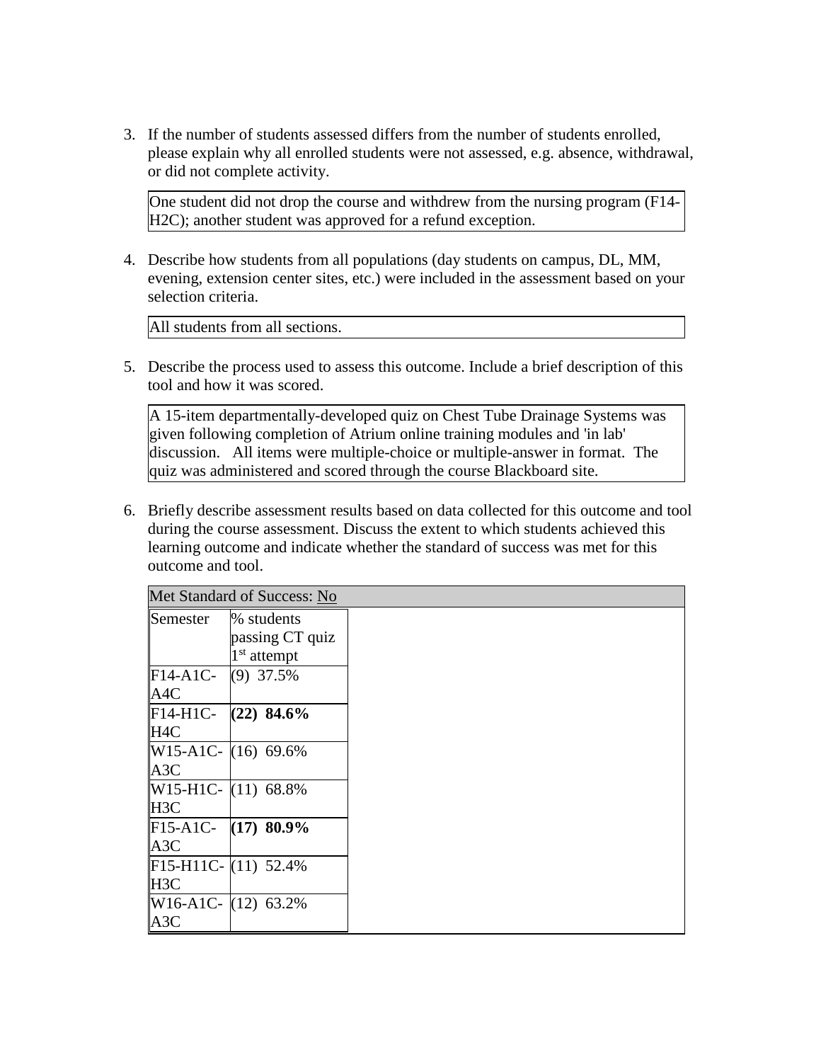3. If the number of students assessed differs from the number of students enrolled, please explain why all enrolled students were not assessed, e.g. absence, withdrawal, or did not complete activity.

   One student did not drop the course and withdrew from the nursing program (F14-H2C); another student was approved for a refund exception.

4. Describe how students from all populations (day students on campus, DL, MM, evening, extension center sites, etc.) were included in the assessment based on your selection criteria.

   All students from all sections.

5. Describe the process used to assess this outcome. Include a brief description of this tool and how it was scored.

   A 15-item departmentally-developed quiz on Chest Tube Drainage Systems was given following completion of Atrium online training modules and 'in lab' discussion. All items were multiple-choice or multiple-answer in format. The quiz was administered and scored through the course Blackboard site.

6. Briefly describe assessment results based on data collected for this outcome and tool during the course assessment. Discuss the extent to which students achieved this learning outcome and indicate whether the standard of success was met for this outcome and tool.

   Met Standard of Success: No

| Semester | % students passing CT quiz 1st attempt |
|---|---|
| F14-A1C-A4C | (9) 37.5% |
| F14-H1C-H4C | **(22) 84.6%** |
| W15-A1C-A3C | (16) 69.6% |
| W15-H1C-H3C | (11) 68.8% |
| F15-A1C-A3C | **(17) 80.9%** |
| F15-H11C-H3C | (11) 52.4% |
| W16-A1C-A3C | (12) 63.2% |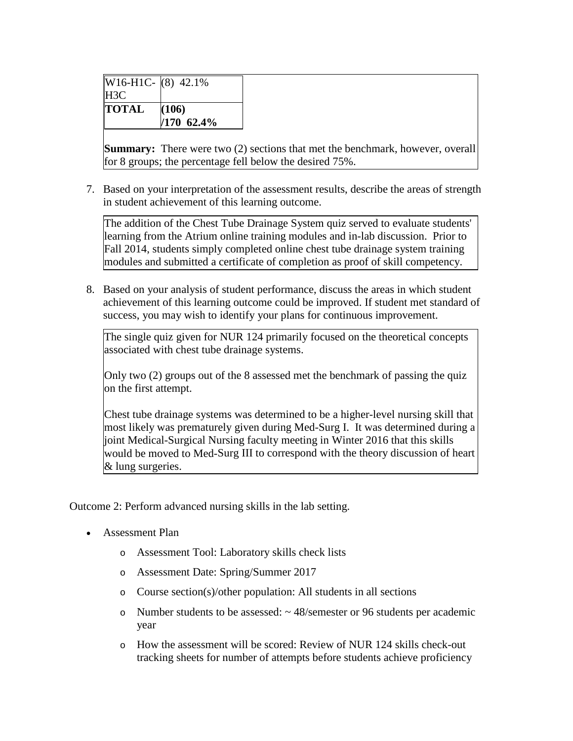| W16-H1C-H3C | (8) 42.1% |
|---|---|
| **TOTAL** | **(106) /170 62.4%** |

**Summary:** There were two (2) sections that met the benchmark, however, overall for 8 groups; the percentage fell below the desired 75%.

7. Based on your interpretation of the assessment results, describe the areas of strength in student achievement of this learning outcome.

The addition of the Chest Tube Drainage System quiz served to evaluate students' learning from the Atrium online training modules and in-lab discussion. Prior to Fall 2014, students simply completed online chest tube drainage system training modules and submitted a certificate of completion as proof of skill competency.

8. Based on your analysis of student performance, discuss the areas in which student achievement of this learning outcome could be improved. If student met standard of success, you may wish to identify your plans for continuous improvement.

The single quiz given for NUR 124 primarily focused on the theoretical concepts associated with chest tube drainage systems.

Only two (2) groups out of the 8 assessed met the benchmark of passing the quiz on the first attempt.

Chest tube drainage systems was determined to be a higher-level nursing skill that most likely was prematurely given during Med-Surg I. It was determined during a joint Medical-Surgical Nursing faculty meeting in Winter 2016 that this skills would be moved to Med-Surg III to correspond with the theory discussion of heart & lung surgeries.

Outcome 2: Perform advanced nursing skills in the lab setting.

- Assessment Plan
  - Assessment Tool: Laboratory skills check lists
  - Assessment Date: Spring/Summer 2017
  - Course section(s)/other population: All students in all sections
  - Number students to be assessed: ~ 48/semester or 96 students per academic year
  - How the assessment will be scored: Review of NUR 124 skills check-out tracking sheets for number of attempts before students achieve proficiency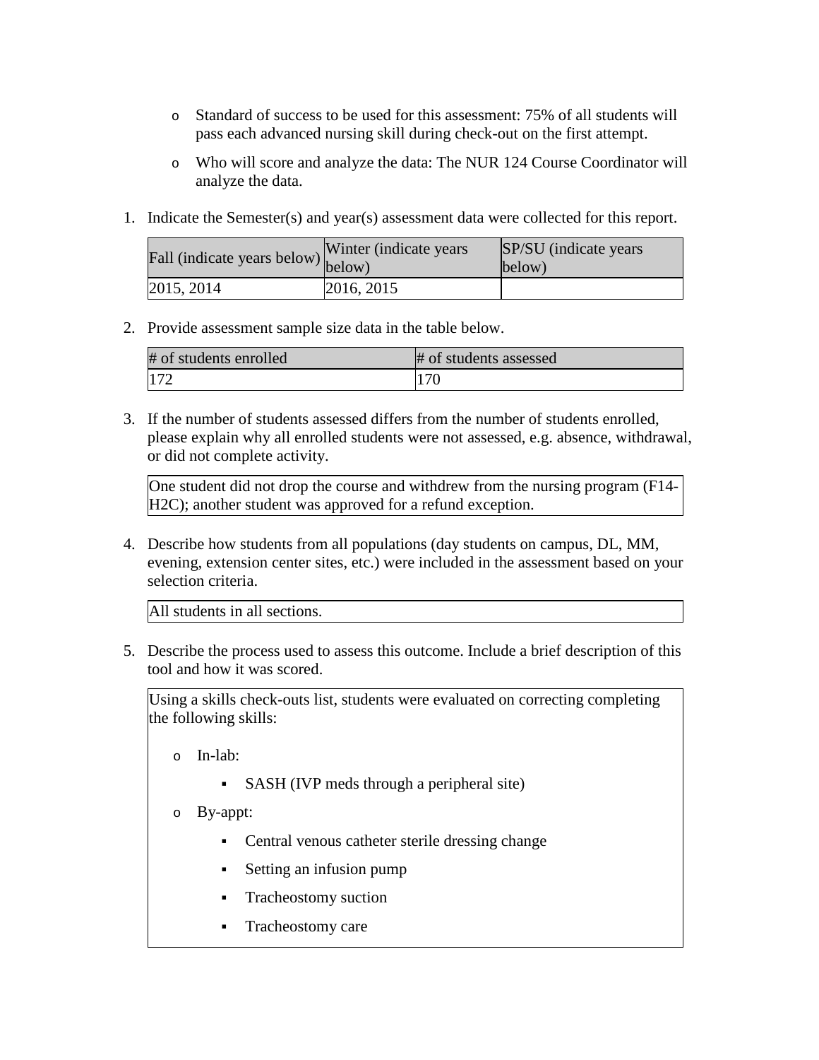- Standard of success to be used for this assessment: 75% of all students will pass each advanced nursing skill during check-out on the first attempt.
- Who will score and analyze the data: The NUR 124 Course Coordinator will analyze the data.

1. Indicate the Semester(s) and year(s) assessment data were collected for this report.

| Fall (indicate years below) | Winter (indicate years below) | SP/SU (indicate years below) |
|---|---|---|
| 2015, 2014 | 2016, 2015 | |

2. Provide assessment sample size data in the table below.

| # of students enrolled | # of students assessed |
|---|---|
| 172 | 170 |

3. If the number of students assessed differs from the number of students enrolled, please explain why all enrolled students were not assessed, e.g. absence, withdrawal, or did not complete activity.

| One student did not drop the course and withdrew from the nursing program (F14-H2C); another student was approved for a refund exception. |
|---|

4. Describe how students from all populations (day students on campus, DL, MM, evening, extension center sites, etc.) were included in the assessment based on your selection criteria.

| All students in all sections. |
|---|

5. Describe the process used to assess this outcome. Include a brief description of this tool and how it was scored.

Using a skills check-outs list, students were evaluated on correcting completing the following skills:

- In-lab:
  - SASH (IVP meds through a peripheral site)
- By-appt:
  - Central venous catheter sterile dressing change
  - Setting an infusion pump
  - Tracheostomy suction
  - Tracheostomy care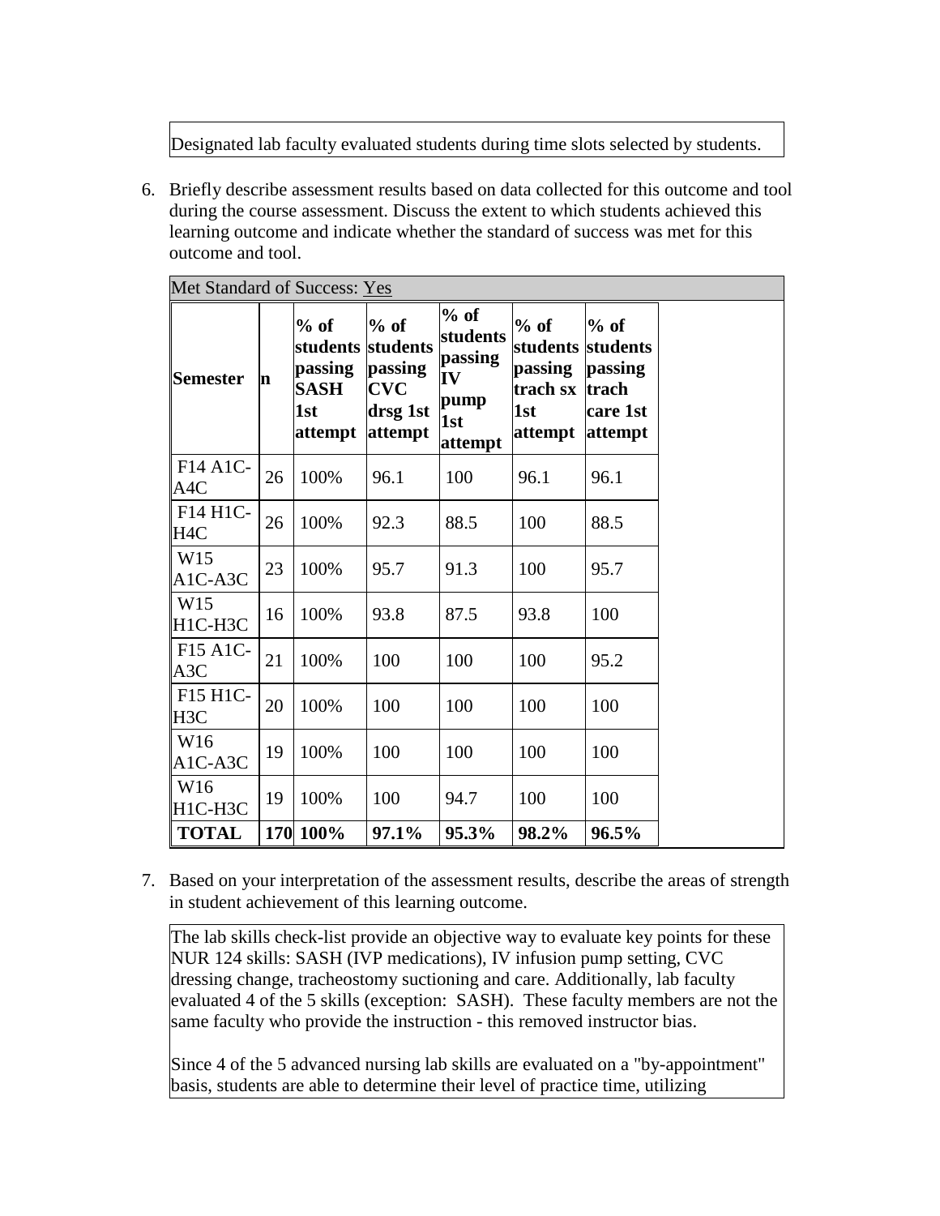Designated lab faculty evaluated students during time slots selected by students.

6. Briefly describe assessment results based on data collected for this outcome and tool during the course assessment. Discuss the extent to which students achieved this learning outcome and indicate whether the standard of success was met for this outcome and tool.

Met Standard of Success: Yes

| Semester | n | % of students passing SASH 1st attempt | % of students passing CVC drsg 1st attempt | % of students passing IV pump 1st attempt | % of students passing trach sx 1st attempt | % of students passing trach care 1st attempt |
|---|---|---|---|---|---|---|
| F14 A1C-A4C | 26 | 100% | 96.1 | 100 | 96.1 | 96.1 |
| F14 H1C-H4C | 26 | 100% | 92.3 | 88.5 | 100 | 88.5 |
| W15 A1C-A3C | 23 | 100% | 95.7 | 91.3 | 100 | 95.7 |
| W15 H1C-H3C | 16 | 100% | 93.8 | 87.5 | 93.8 | 100 |
| F15 A1C-A3C | 21 | 100% | 100 | 100 | 100 | 95.2 |
| F15 H1C-H3C | 20 | 100% | 100 | 100 | 100 | 100 |
| W16 A1C-A3C | 19 | 100% | 100 | 100 | 100 | 100 |
| W16 H1C-H3C | 19 | 100% | 100 | 94.7 | 100 | 100 |
| **TOTAL** | **170** | **100%** | **97.1%** | **95.3%** | **98.2%** | **96.5%** |

7. Based on your interpretation of the assessment results, describe the areas of strength in student achievement of this learning outcome.

The lab skills check-list provide an objective way to evaluate key points for these NUR 124 skills: SASH (IVP medications), IV infusion pump setting, CVC dressing change, tracheostomy suctioning and care. Additionally, lab faculty evaluated 4 of the 5 skills (exception: SASH). These faculty members are not the same faculty who provide the instruction - this removed instructor bias.

Since 4 of the 5 advanced nursing lab skills are evaluated on a "by-appointment" basis, students are able to determine their level of practice time, utilizing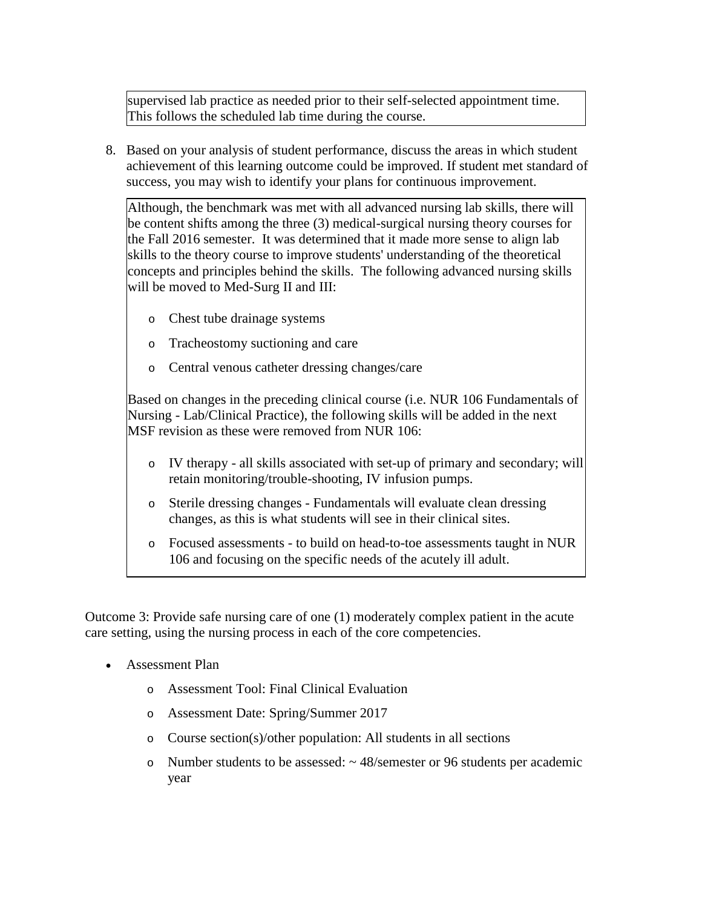supervised lab practice as needed prior to their self-selected appointment time. This follows the scheduled lab time during the course.

8. Based on your analysis of student performance, discuss the areas in which student achievement of this learning outcome could be improved. If student met standard of success, you may wish to identify your plans for continuous improvement.

Although, the benchmark was met with all advanced nursing lab skills, there will be content shifts among the three (3) medical-surgical nursing theory courses for the Fall 2016 semester. It was determined that it made more sense to align lab skills to the theory course to improve students' understanding of the theoretical concepts and principles behind the skills. The following advanced nursing skills will be moved to Med-Surg II and III:

- Chest tube drainage systems
- Tracheostomy suctioning and care
- Central venous catheter dressing changes/care

Based on changes in the preceding clinical course (i.e. NUR 106 Fundamentals of Nursing - Lab/Clinical Practice), the following skills will be added in the next MSF revision as these were removed from NUR 106:

- IV therapy - all skills associated with set-up of primary and secondary; will retain monitoring/trouble-shooting, IV infusion pumps.
- Sterile dressing changes - Fundamentals will evaluate clean dressing changes, as this is what students will see in their clinical sites.
- Focused assessments - to build on head-to-toe assessments taught in NUR 106 and focusing on the specific needs of the acutely ill adult.

Outcome 3: Provide safe nursing care of one (1) moderately complex patient in the acute care setting, using the nursing process in each of the core competencies.

- Assessment Plan
  - Assessment Tool: Final Clinical Evaluation
  - Assessment Date: Spring/Summer 2017
  - Course section(s)/other population: All students in all sections
  - Number students to be assessed: ~ 48/semester or 96 students per academic year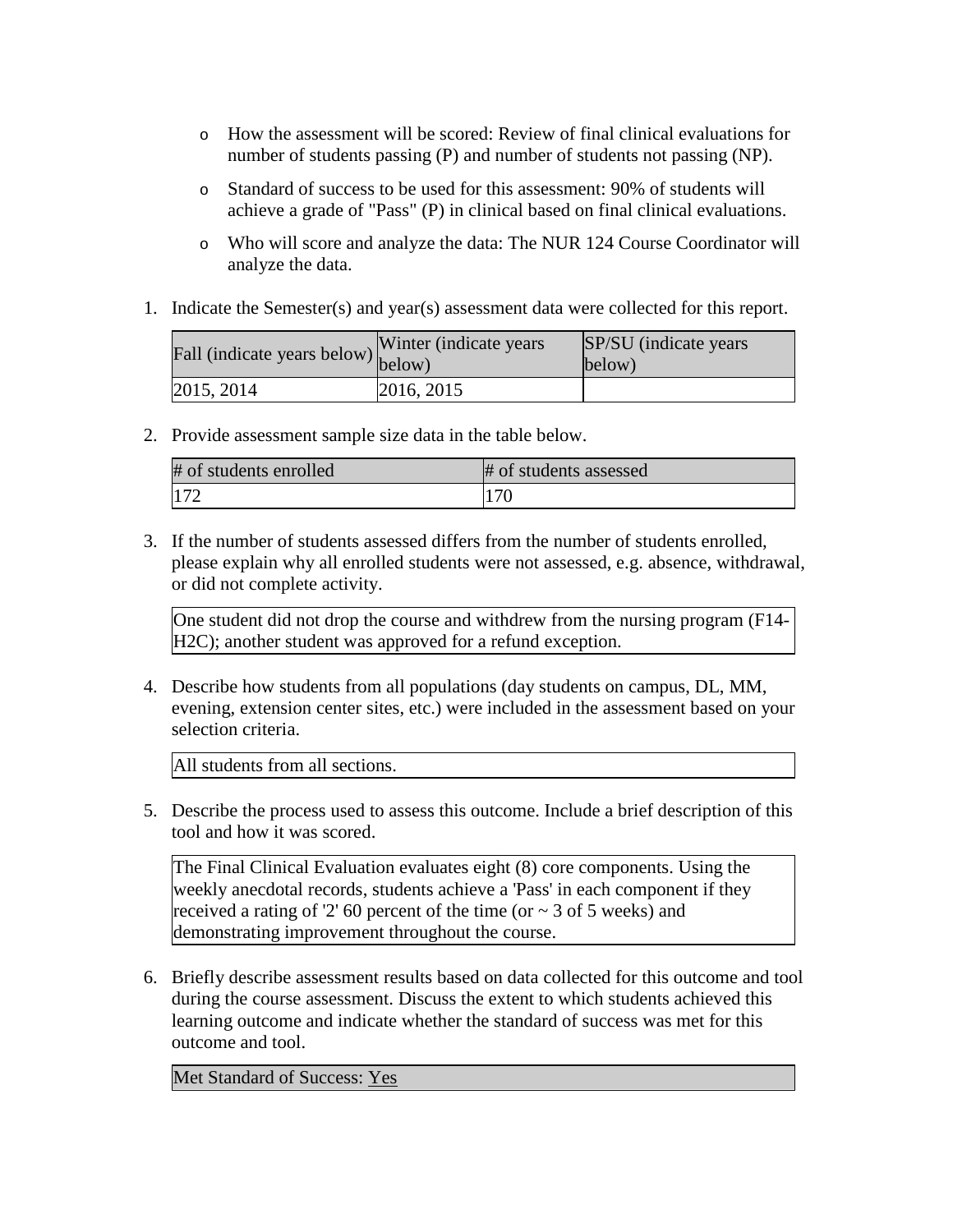- How the assessment will be scored: Review of final clinical evaluations for number of students passing (P) and number of students not passing (NP).
- Standard of success to be used for this assessment: 90% of students will achieve a grade of "Pass" (P) in clinical based on final clinical evaluations.
- Who will score and analyze the data: The NUR 124 Course Coordinator will analyze the data.

1. Indicate the Semester(s) and year(s) assessment data were collected for this report.

| Fall (indicate years below) | Winter (indicate years below) | SP/SU (indicate years below) |
|---|---|---|
| 2015, 2014 | 2016, 2015 | |

2. Provide assessment sample size data in the table below.

| # of students enrolled | # of students assessed |
|---|---|
| 172 | 170 |

3. If the number of students assessed differs from the number of students enrolled, please explain why all enrolled students were not assessed, e.g. absence, withdrawal, or did not complete activity.

One student did not drop the course and withdrew from the nursing program (F14-H2C); another student was approved for a refund exception.

4. Describe how students from all populations (day students on campus, DL, MM, evening, extension center sites, etc.) were included in the assessment based on your selection criteria.

All students from all sections.

5. Describe the process used to assess this outcome. Include a brief description of this tool and how it was scored.

The Final Clinical Evaluation evaluates eight (8) core components. Using the weekly anecdotal records, students achieve a 'Pass' in each component if they received a rating of '2' 60 percent of the time (or ~ 3 of 5 weeks) and demonstrating improvement throughout the course.

6. Briefly describe assessment results based on data collected for this outcome and tool during the course assessment. Discuss the extent to which students achieved this learning outcome and indicate whether the standard of success was met for this outcome and tool.

Met Standard of Success: Yes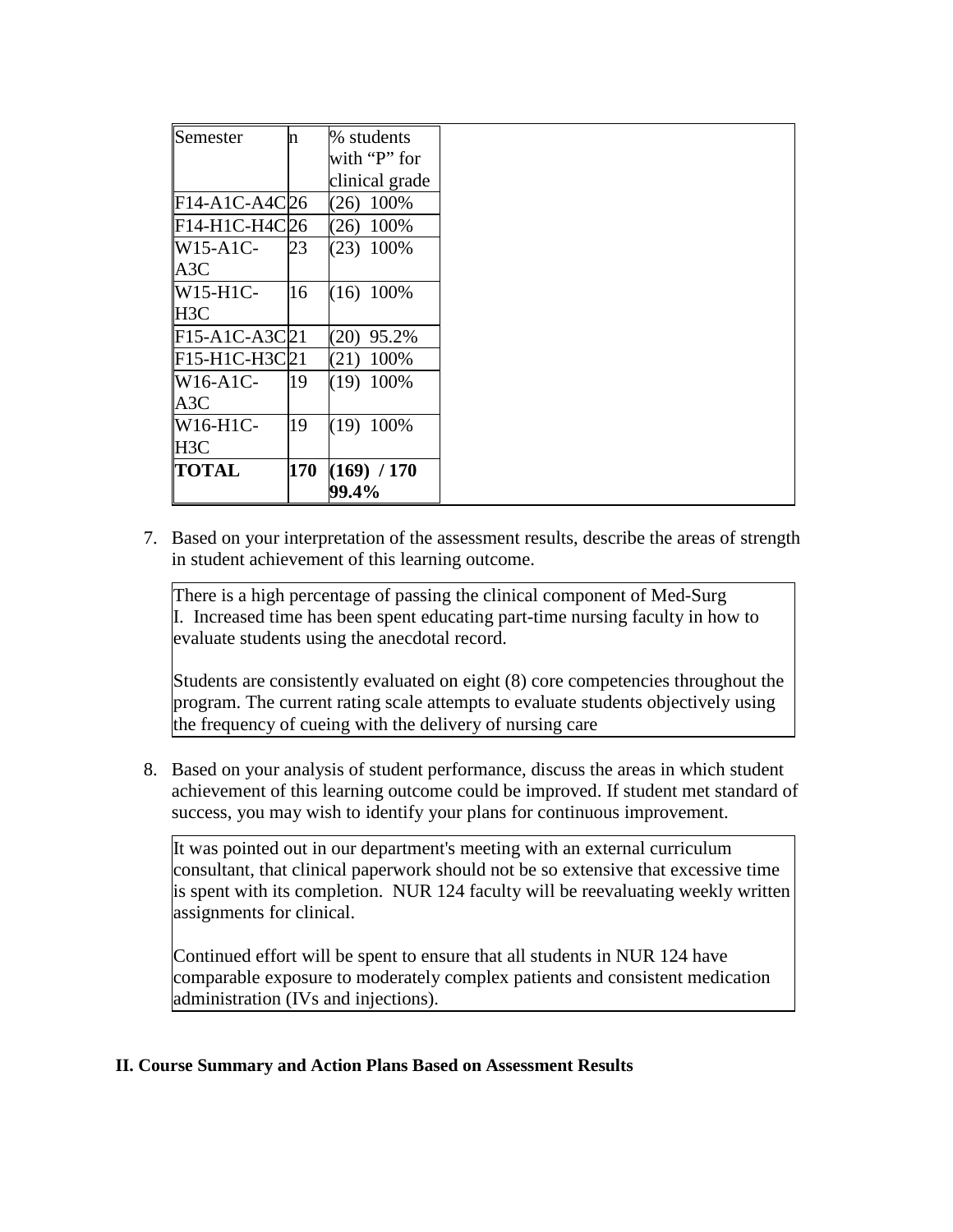| Semester | n | % students with "P" for clinical grade |
|---|---|---|
| F14-A1C-A4C | 26 | (26) 100% |
| F14-H1C-H4C | 26 | (26) 100% |
| W15-A1C-A3C | 23 | (23) 100% |
| W15-H1C-H3C | 16 | (16) 100% |
| F15-A1C-A3C | 21 | (20) 95.2% |
| F15-H1C-H3C | 21 | (21) 100% |
| W16-A1C-A3C | 19 | (19) 100% |
| W16-H1C-H3C | 19 | (19) 100% |
| **TOTAL** | **170** | **(169) / 170 99.4%** |

7. Based on your interpretation of the assessment results, describe the areas of strength in student achievement of this learning outcome.

   There is a high percentage of passing the clinical component of Med-Surg I. Increased time has been spent educating part-time nursing faculty in how to evaluate students using the anecdotal record.

   Students are consistently evaluated on eight (8) core competencies throughout the program. The current rating scale attempts to evaluate students objectively using the frequency of cueing with the delivery of nursing care

8. Based on your analysis of student performance, discuss the areas in which student achievement of this learning outcome could be improved. If student met standard of success, you may wish to identify your plans for continuous improvement.

   It was pointed out in our department's meeting with an external curriculum consultant, that clinical paperwork should not be so extensive that excessive time is spent with its completion. NUR 124 faculty will be reevaluating weekly written assignments for clinical.

   Continued effort will be spent to ensure that all students in NUR 124 have comparable exposure to moderately complex patients and consistent medication administration (IVs and injections).

## II. Course Summary and Action Plans Based on Assessment Results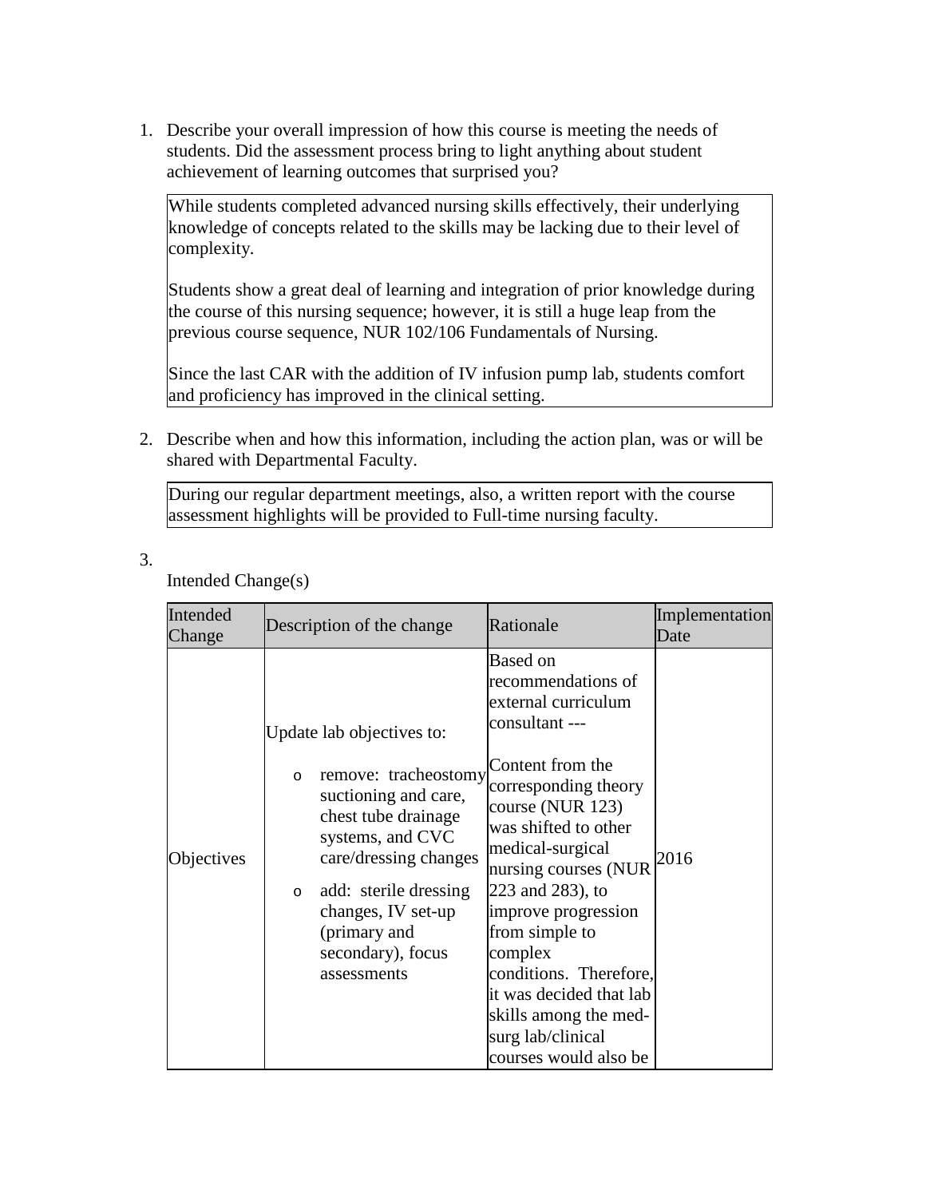1. Describe your overall impression of how this course is meeting the needs of students. Did the assessment process bring to light anything about student achievement of learning outcomes that surprised you?

   While students completed advanced nursing skills effectively, their underlying knowledge of concepts related to the skills may be lacking due to their level of complexity.

   Students show a great deal of learning and integration of prior knowledge during the course of this nursing sequence; however, it is still a huge leap from the previous course sequence, NUR 102/106 Fundamentals of Nursing.

   Since the last CAR with the addition of IV infusion pump lab, students comfort and proficiency has improved in the clinical setting.

2. Describe when and how this information, including the action plan, was or will be shared with Departmental Faculty.

   During our regular department meetings, also, a written report with the course assessment highlights will be provided to Full-time nursing faculty.

3. Intended Change(s)

| Intended Change | Description of the change | Rationale | Implementation Date |
|---|---|---|---|
| Objectives | Update lab objectives to:<br>o remove: tracheostomy suctioning and care, chest tube drainage systems, and CVC care/dressing changes<br>o add: sterile dressing changes, IV set-up (primary and secondary), focus assessments | Based on recommendations of external curriculum consultant ---<br><br>Content from the corresponding theory course (NUR 123) was shifted to other medical-surgical nursing courses (NUR 223 and 283), to improve progression from simple to complex conditions. Therefore, it was decided that lab skills among the med-surg lab/clinical courses would also be | 2016 |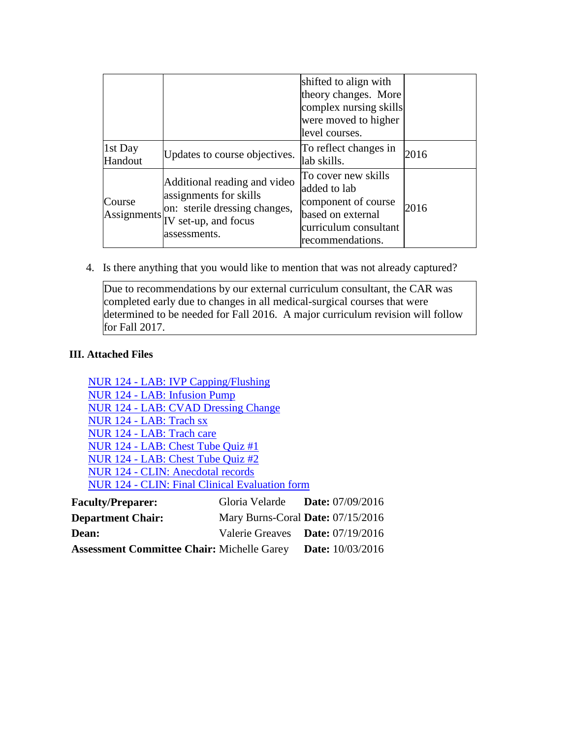| | | | |
|---|---|---|---|
| | | shifted to align with theory changes. More complex nursing skills were moved to higher level courses. | |
| 1st Day Handout | Updates to course objectives. | To reflect changes in lab skills. | 2016 |
| Course Assignments | Additional reading and video assignments for skills on: sterile dressing changes, IV set-up, and focus assessments. | To cover new skills added to lab component of course based on external curriculum consultant recommendations. | 2016 |

4. Is there anything that you would like to mention that was not already captured?

| |
|---|
| Due to recommendations by our external curriculum consultant, the CAR was completed early due to changes in all medical-surgical courses that were determined to be needed for Fall 2016. A major curriculum revision will follow for Fall 2017. |

**III. Attached Files**

NUR 124 - LAB: IVP Capping/Flushing
NUR 124 - LAB: Infusion Pump
NUR 124 - LAB: CVAD Dressing Change
NUR 124 - LAB: Trach sx
NUR 124 - LAB: Trach care
NUR 124 - LAB: Chest Tube Quiz #1
NUR 124 - LAB: Chest Tube Quiz #2
NUR 124 - CLIN: Anecdotal records
NUR 124 - CLIN: Final Clinical Evaluation form

**Faculty/Preparer:** Gloria Velarde **Date:** 07/09/2016
**Department Chair:** Mary Burns-Coral **Date:** 07/15/2016
**Dean:** Valerie Greaves **Date:** 07/19/2016
**Assessment Committee Chair:** Michelle Garey **Date:** 10/03/2016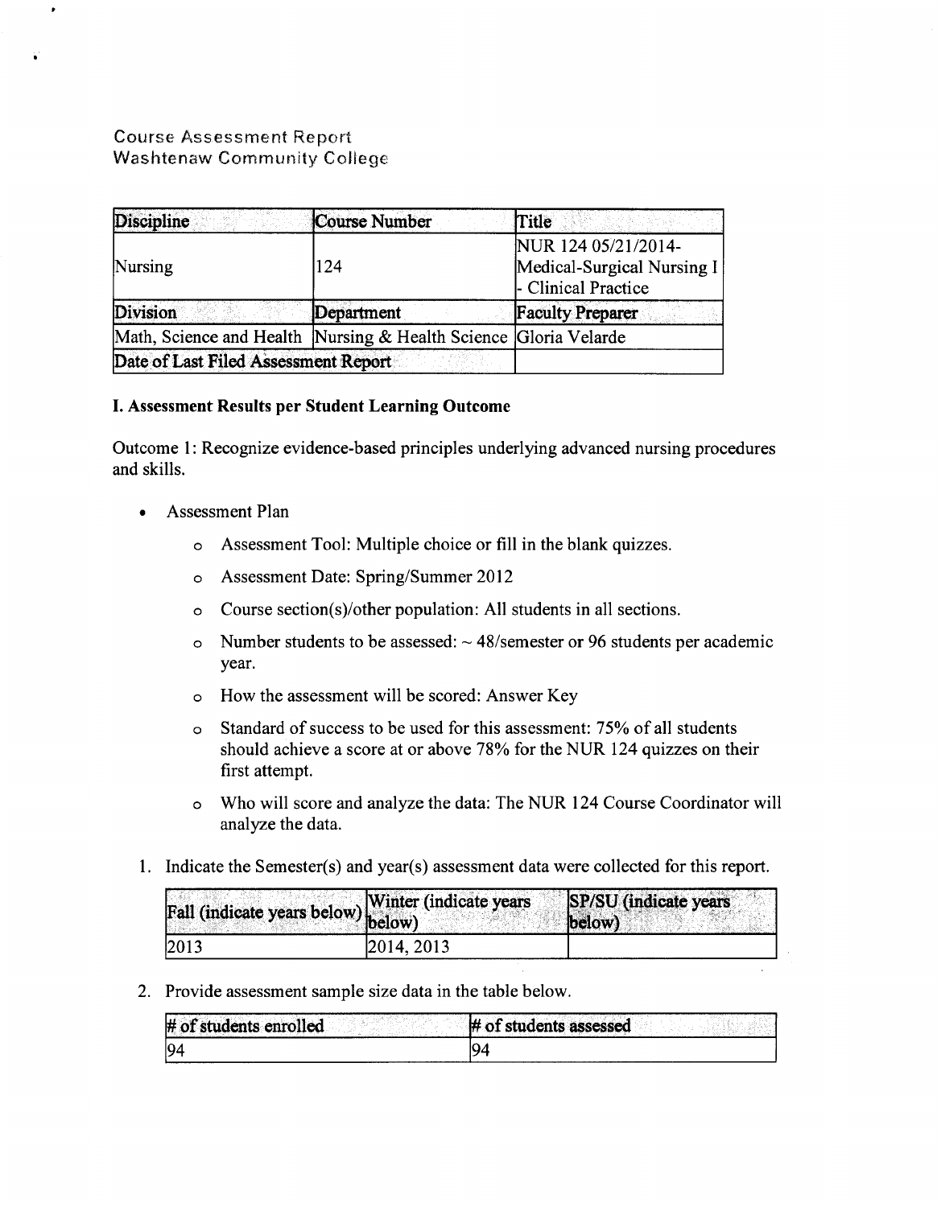# Course Assessment Report
## Washtenaw Community College

| Discipline | Course Number | Title |
|---|---|---|
| Nursing | 124 | NUR 124 05/21/2014- Medical-Surgical Nursing I - Clinical Practice |
| **Division** | **Department** | **Faculty Preparer** |
| Math, Science and Health | Nursing & Health Science | Gloria Velarde |
| **Date of Last Filed Assessment Report** | | |

**I. Assessment Results per Student Learning Outcome**

Outcome 1: Recognize evidence-based principles underlying advanced nursing procedures and skills.

- Assessment Plan
  - Assessment Tool: Multiple choice or fill in the blank quizzes.
  - Assessment Date: Spring/Summer 2012
  - Course section(s)/other population: All students in all sections.
  - Number students to be assessed: ~ 48/semester or 96 students per academic year.
  - How the assessment will be scored: Answer Key
  - Standard of success to be used for this assessment: 75% of all students should achieve a score at or above 78% for the NUR 124 quizzes on their first attempt.
  - Who will score and analyze the data: The NUR 124 Course Coordinator will analyze the data.

1. Indicate the Semester(s) and year(s) assessment data were collected for this report.

| Fall (indicate years below) | Winter (indicate years below) | SP/SU (indicate years below) |
|---|---|---|
| 2013 | 2014, 2013 | |

2. Provide assessment sample size data in the table below.

| # of students enrolled | # of students assessed |
|---|---|
| 94 | 94 |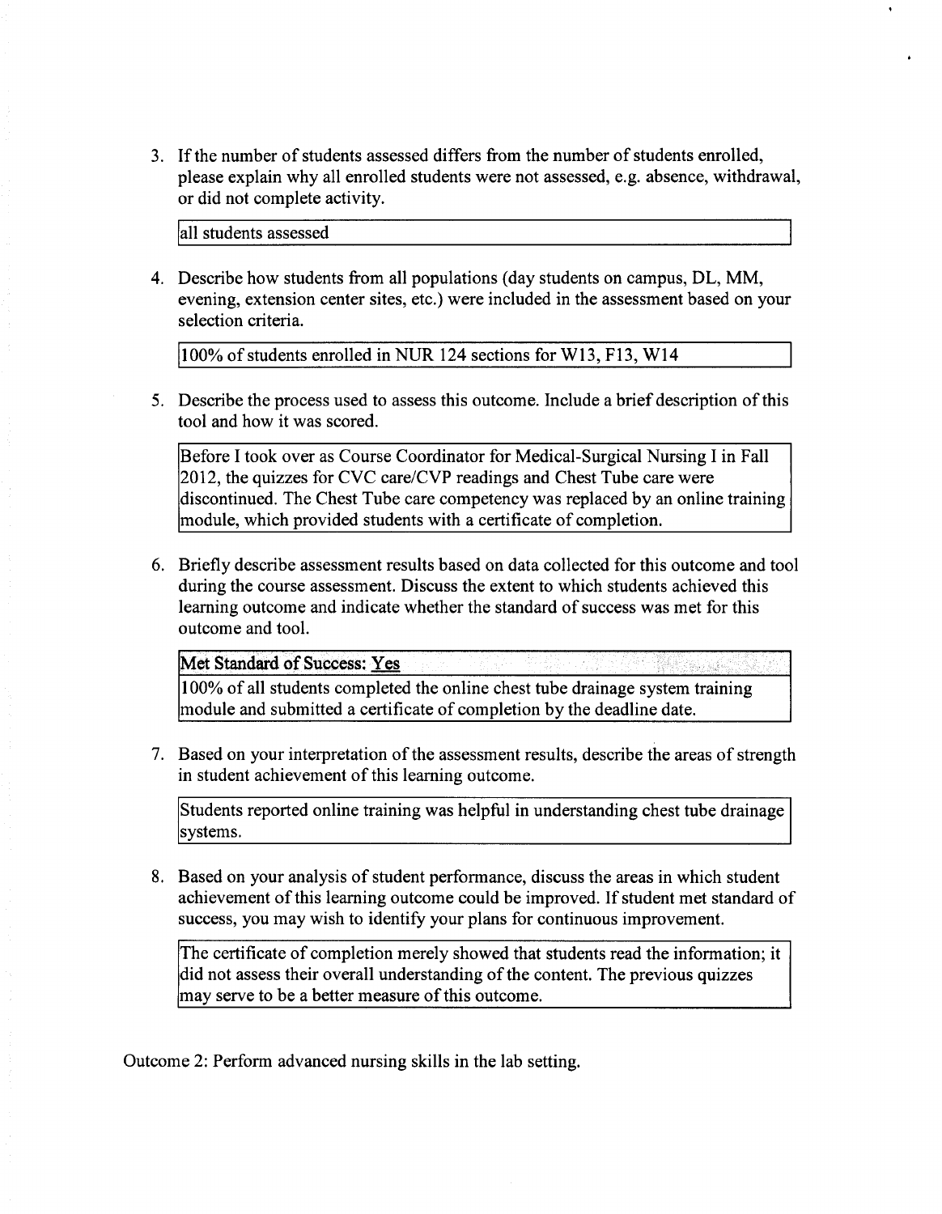3. If the number of students assessed differs from the number of students enrolled, please explain why all enrolled students were not assessed, e.g. absence, withdrawal, or did not complete activity.

   all students assessed

4. Describe how students from all populations (day students on campus, DL, MM, evening, extension center sites, etc.) were included in the assessment based on your selection criteria.

   100% of students enrolled in NUR 124 sections for W13, F13, W14

5. Describe the process used to assess this outcome. Include a brief description of this tool and how it was scored.

   Before I took over as Course Coordinator for Medical-Surgical Nursing I in Fall 2012, the quizzes for CVC care/CVP readings and Chest Tube care were discontinued. The Chest Tube care competency was replaced by an online training module, which provided students with a certificate of completion.

6. Briefly describe assessment results based on data collected for this outcome and tool during the course assessment. Discuss the extent to which students achieved this learning outcome and indicate whether the standard of success was met for this outcome and tool.

   **Met Standard of Success: Yes**

   100% of all students completed the online chest tube drainage system training module and submitted a certificate of completion by the deadline date.

7. Based on your interpretation of the assessment results, describe the areas of strength in student achievement of this learning outcome.

   Students reported online training was helpful in understanding chest tube drainage systems.

8. Based on your analysis of student performance, discuss the areas in which student achievement of this learning outcome could be improved. If student met standard of success, you may wish to identify your plans for continuous improvement.

   The certificate of completion merely showed that students read the information; it did not assess their overall understanding of the content. The previous quizzes may serve to be a better measure of this outcome.

Outcome 2: Perform advanced nursing skills in the lab setting.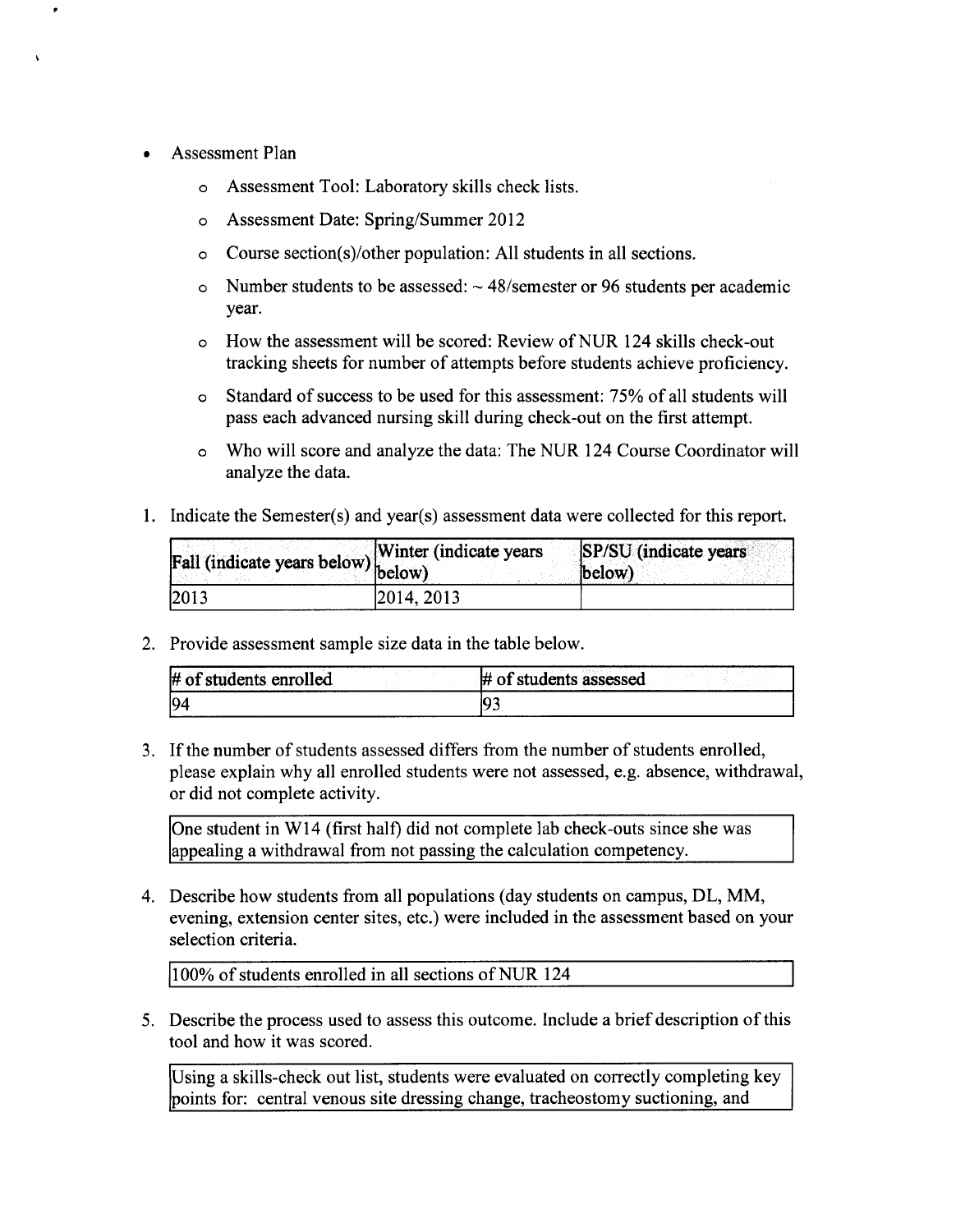- Assessment Plan
  - Assessment Tool: Laboratory skills check lists.
  - Assessment Date: Spring/Summer 2012
  - Course section(s)/other population: All students in all sections.
  - Number students to be assessed: ~ 48/semester or 96 students per academic year.
  - How the assessment will be scored: Review of NUR 124 skills check-out tracking sheets for number of attempts before students achieve proficiency.
  - Standard of success to be used for this assessment: 75% of all students will pass each advanced nursing skill during check-out on the first attempt.
  - Who will score and analyze the data: The NUR 124 Course Coordinator will analyze the data.

1. Indicate the Semester(s) and year(s) assessment data were collected for this report.

| Fall (indicate years below) | Winter (indicate years below) | SP/SU (indicate years below) |
|---|---|---|
| 2013 | 2014, 2013 | |

2. Provide assessment sample size data in the table below.

| # of students enrolled | # of students assessed |
|---|---|
| 94 | 93 |

3. If the number of students assessed differs from the number of students enrolled, please explain why all enrolled students were not assessed, e.g. absence, withdrawal, or did not complete activity.

   One student in W14 (first half) did not complete lab check-outs since she was appealing a withdrawal from not passing the calculation competency.

4. Describe how students from all populations (day students on campus, DL, MM, evening, extension center sites, etc.) were included in the assessment based on your selection criteria.

   100% of students enrolled in all sections of NUR 124

5. Describe the process used to assess this outcome. Include a brief description of this tool and how it was scored.

   Using a skills-check out list, students were evaluated on correctly completing key points for: central venous site dressing change, tracheostomy suctioning, and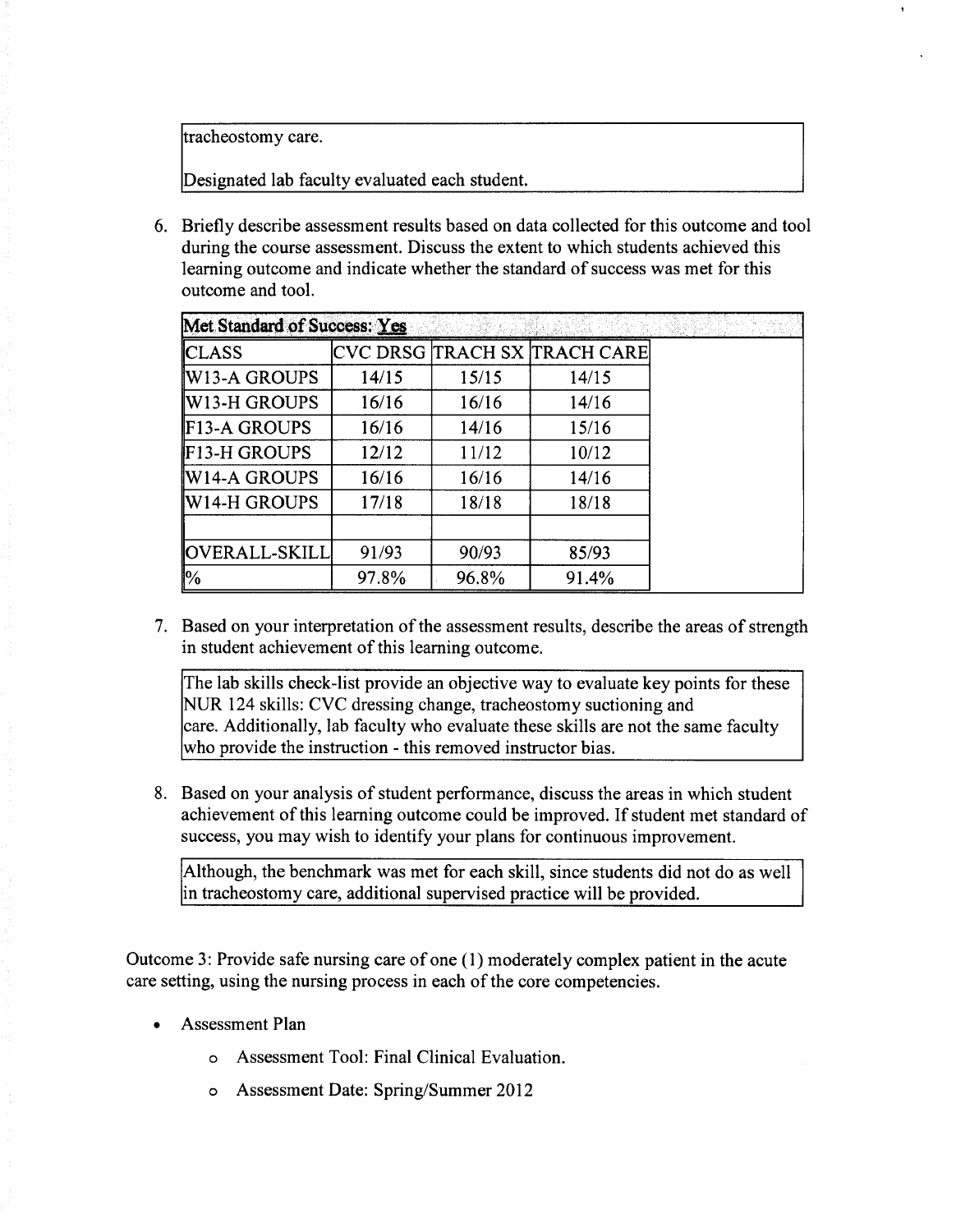tracheostomy care.

Designated lab faculty evaluated each student.

6. Briefly describe assessment results based on data collected for this outcome and tool during the course assessment. Discuss the extent to which students achieved this learning outcome and indicate whether the standard of success was met for this outcome and tool.

**Met Standard of Success: Yes**

| CLASS | CVC DRSG | TRACH SX | TRACH CARE |
|---|---|---|---|
| W13-A GROUPS | 14/15 | 15/15 | 14/15 |
| W13-H GROUPS | 16/16 | 16/16 | 14/16 |
| F13-A GROUPS | 16/16 | 14/16 | 15/16 |
| F13-H GROUPS | 12/12 | 11/12 | 10/12 |
| W14-A GROUPS | 16/16 | 16/16 | 14/16 |
| W14-H GROUPS | 17/18 | 18/18 | 18/18 |
| | | | |
| OVERALL-SKILL | 91/93 | 90/93 | 85/93 |
| % | 97.8% | 96.8% | 91.4% |

7. Based on your interpretation of the assessment results, describe the areas of strength in student achievement of this learning outcome.

The lab skills check-list provide an objective way to evaluate key points for these NUR 124 skills: CVC dressing change, tracheostomy suctioning and care. Additionally, lab faculty who evaluate these skills are not the same faculty who provide the instruction - this removed instructor bias.

8. Based on your analysis of student performance, discuss the areas in which student achievement of this learning outcome could be improved. If student met standard of success, you may wish to identify your plans for continuous improvement.

Although, the benchmark was met for each skill, since students did not do as well in tracheostomy care, additional supervised practice will be provided.

Outcome 3: Provide safe nursing care of one (1) moderately complex patient in the acute care setting, using the nursing process in each of the core competencies.

- Assessment Plan
  - Assessment Tool: Final Clinical Evaluation.
  - Assessment Date: Spring/Summer 2012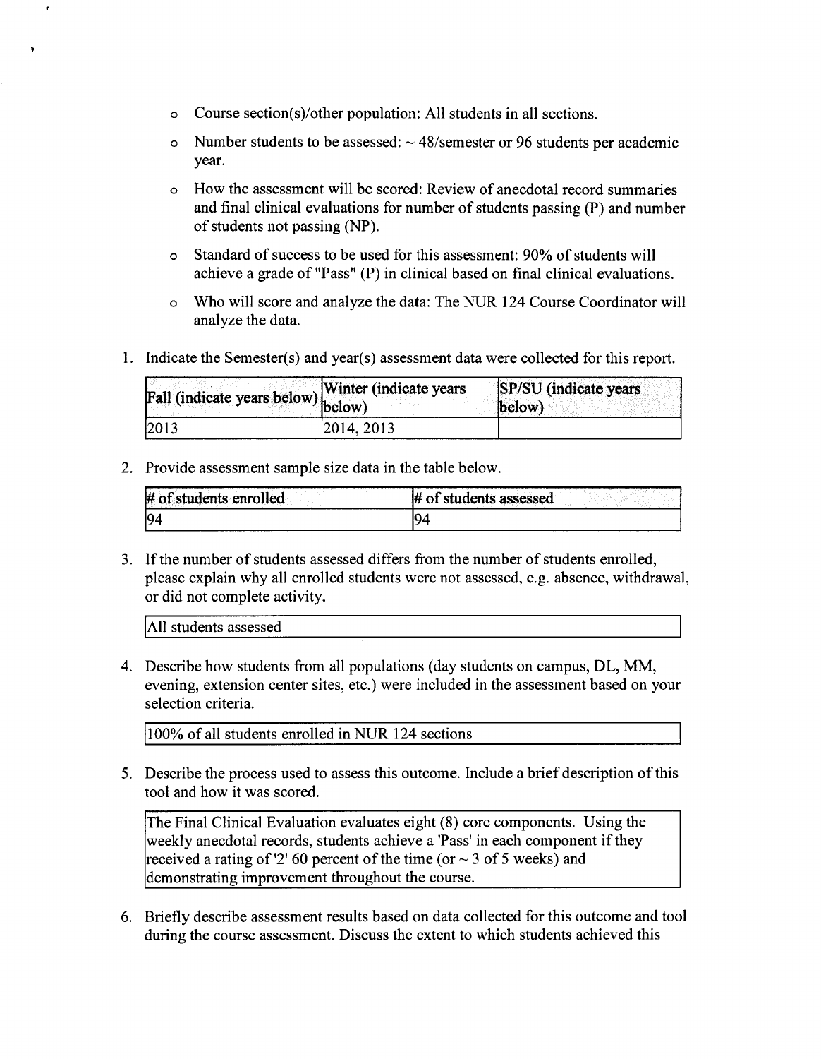- Course section(s)/other population: All students in all sections.
- Number students to be assessed: ~ 48/semester or 96 students per academic year.
- How the assessment will be scored: Review of anecdotal record summaries and final clinical evaluations for number of students passing (P) and number of students not passing (NP).
- Standard of success to be used for this assessment: 90% of students will achieve a grade of "Pass" (P) in clinical based on final clinical evaluations.
- Who will score and analyze the data: The NUR 124 Course Coordinator will analyze the data.

1. Indicate the Semester(s) and year(s) assessment data were collected for this report.

| Fall (indicate years below) | Winter (indicate years below) | SP/SU (indicate years below) |
|---|---|---|
| 2013 | 2014, 2013 | |

2. Provide assessment sample size data in the table below.

| # of students enrolled | # of students assessed |
|---|---|
| 94 | 94 |

3. If the number of students assessed differs from the number of students enrolled, please explain why all enrolled students were not assessed, e.g. absence, withdrawal, or did not complete activity.

| All students assessed |
|---|

4. Describe how students from all populations (day students on campus, DL, MM, evening, extension center sites, etc.) were included in the assessment based on your selection criteria.

| 100% of all students enrolled in NUR 124 sections |
|---|

5. Describe the process used to assess this outcome. Include a brief description of this tool and how it was scored.

| The Final Clinical Evaluation evaluates eight (8) core components. Using the weekly anecdotal records, students achieve a 'Pass' in each component if they received a rating of '2' 60 percent of the time (or ~ 3 of 5 weeks) and demonstrating improvement throughout the course. |
|---|

6. Briefly describe assessment results based on data collected for this outcome and tool during the course assessment. Discuss the extent to which students achieved this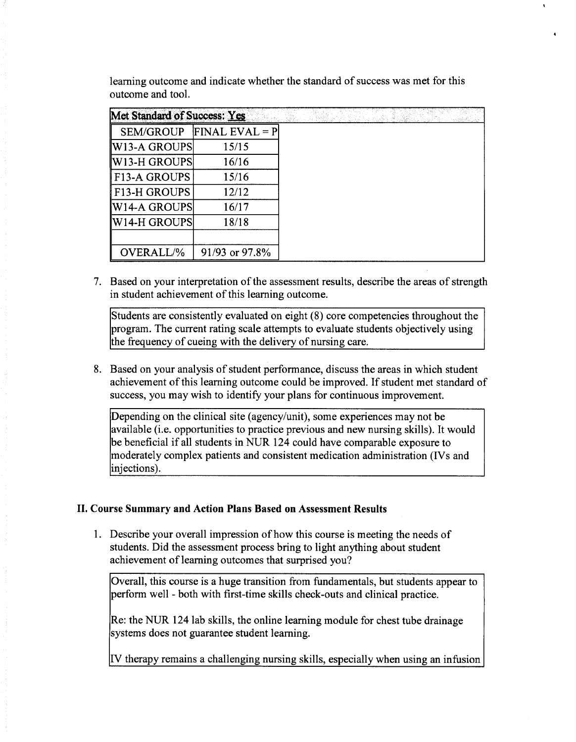learning outcome and indicate whether the standard of success was met for this outcome and tool.

**Met Standard of Success: Yes**

| SEM/GROUP | FINAL EVAL = P |
|---|---|
| W13-A GROUPS | 15/15 |
| W13-H GROUPS | 16/16 |
| F13-A GROUPS | 15/16 |
| F13-H GROUPS | 12/12 |
| W14-A GROUPS | 16/17 |
| W14-H GROUPS | 18/18 |
| | |
| OVERALL/% | 91/93 or 97.8% |

7. Based on your interpretation of the assessment results, describe the areas of strength in student achievement of this learning outcome.

Students are consistently evaluated on eight (8) core competencies throughout the program. The current rating scale attempts to evaluate students objectively using the frequency of cueing with the delivery of nursing care.

8. Based on your analysis of student performance, discuss the areas in which student achievement of this learning outcome could be improved. If student met standard of success, you may wish to identify your plans for continuous improvement.

Depending on the clinical site (agency/unit), some experiences may not be available (i.e. opportunities to practice previous and new nursing skills). It would be beneficial if all students in NUR 124 could have comparable exposure to moderately complex patients and consistent medication administration (IVs and injections).

## II. Course Summary and Action Plans Based on Assessment Results

1. Describe your overall impression of how this course is meeting the needs of students. Did the assessment process bring to light anything about student achievement of learning outcomes that surprised you?

Overall, this course is a huge transition from fundamentals, but students appear to perform well - both with first-time skills check-outs and clinical practice.

Re: the NUR 124 lab skills, the online learning module for chest tube drainage systems does not guarantee student learning.

IV therapy remains a challenging nursing skills, especially when using an infusion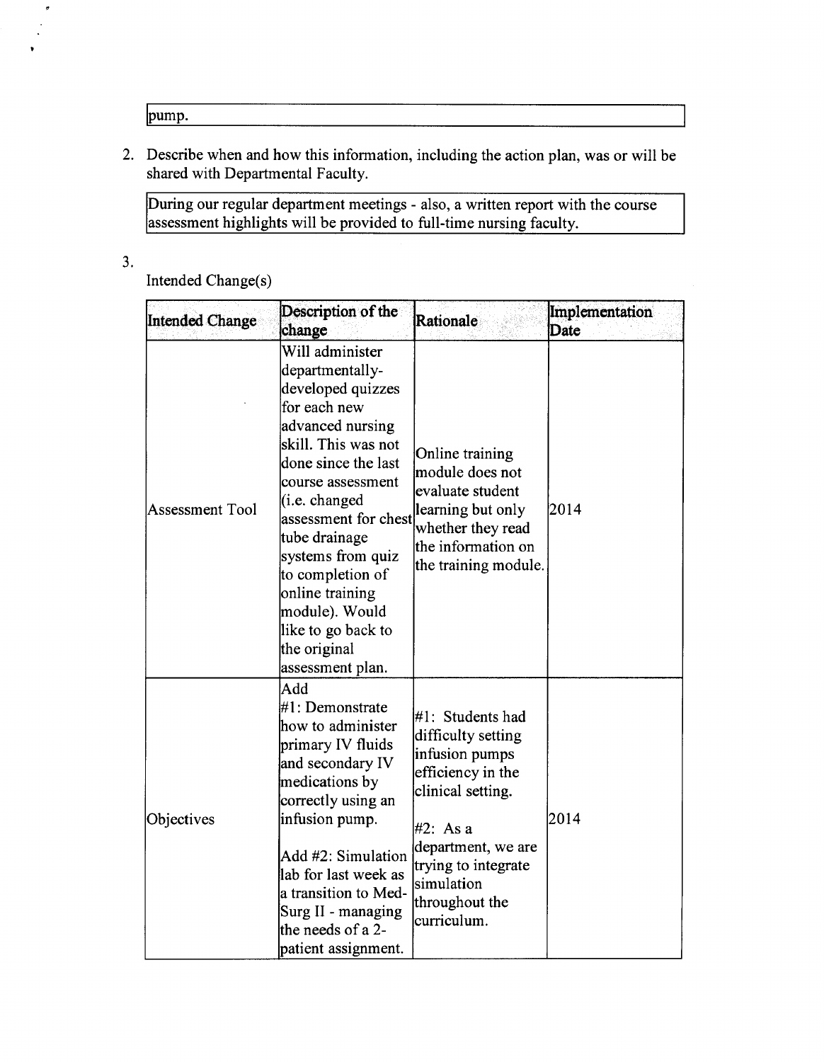| pump. |
|---|

2. Describe when and how this information, including the action plan, was or will be shared with Departmental Faculty.

| During our regular department meetings - also, a written report with the course assessment highlights will be provided to full-time nursing faculty. |
|---|

3. Intended Change(s)

| Intended Change | Description of the change | Rationale | Implementation Date |
|---|---|---|---|
| Assessment Tool | Will administer departmentally-developed quizzes for each new advanced nursing skill. This was not done since the last course assessment (i.e. changed assessment for chest tube drainage systems from quiz to completion of online training module). Would like to go back to the original assessment plan. | Online training module does not evaluate student learning but only whether they read the information on the training module. | 2014 |
| Objectives | Add #1: Demonstrate how to administer primary IV fluids and secondary IV medications by correctly using an infusion pump.<br><br>Add #2: Simulation lab for last week as a transition to Med-Surg II - managing the needs of a 2-patient assignment. | #1: Students had difficulty setting infusion pumps efficiency in the clinical setting.<br><br>#2: As a department, we are trying to integrate simulation throughout the curriculum. | 2014 |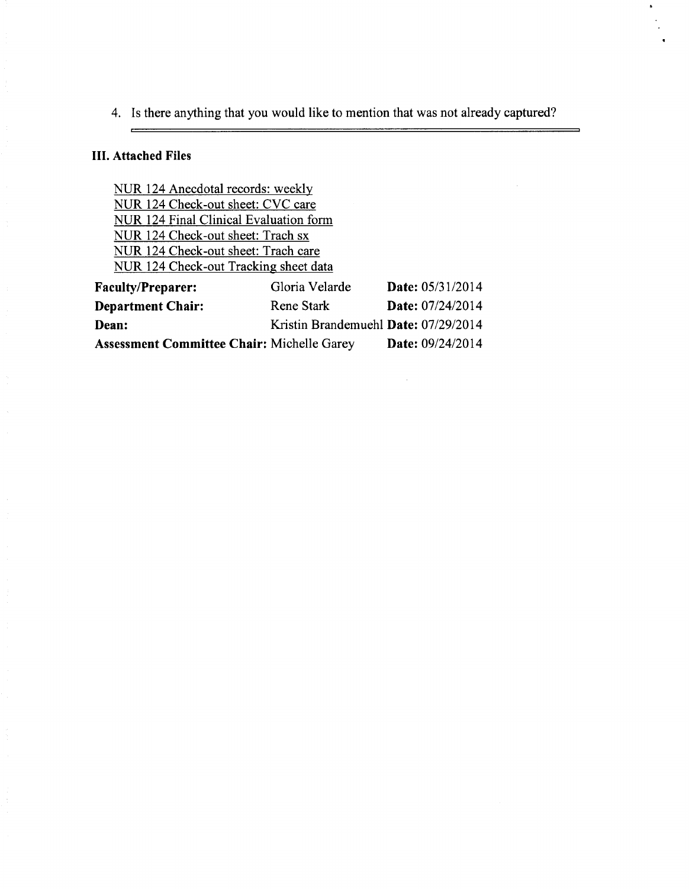4. Is there anything that you would like to mention that was not already captured?

### III. Attached Files

NUR 124 Anecdotal records: weekly
NUR 124 Check-out sheet: CVC care
NUR 124 Final Clinical Evaluation form
NUR 124 Check-out sheet: Trach sx
NUR 124 Check-out sheet: Trach care
NUR 124 Check-out Tracking sheet data

| | | |
|---|---|---|
| **Faculty/Preparer:** | Gloria Velarde | **Date:** 05/31/2014 |
| **Department Chair:** | Rene Stark | **Date:** 07/24/2014 |
| **Dean:** | Kristin Brandemuehl | **Date:** 07/29/2014 |
| **Assessment Committee Chair:** | Michelle Garey | **Date:** 09/24/2014 |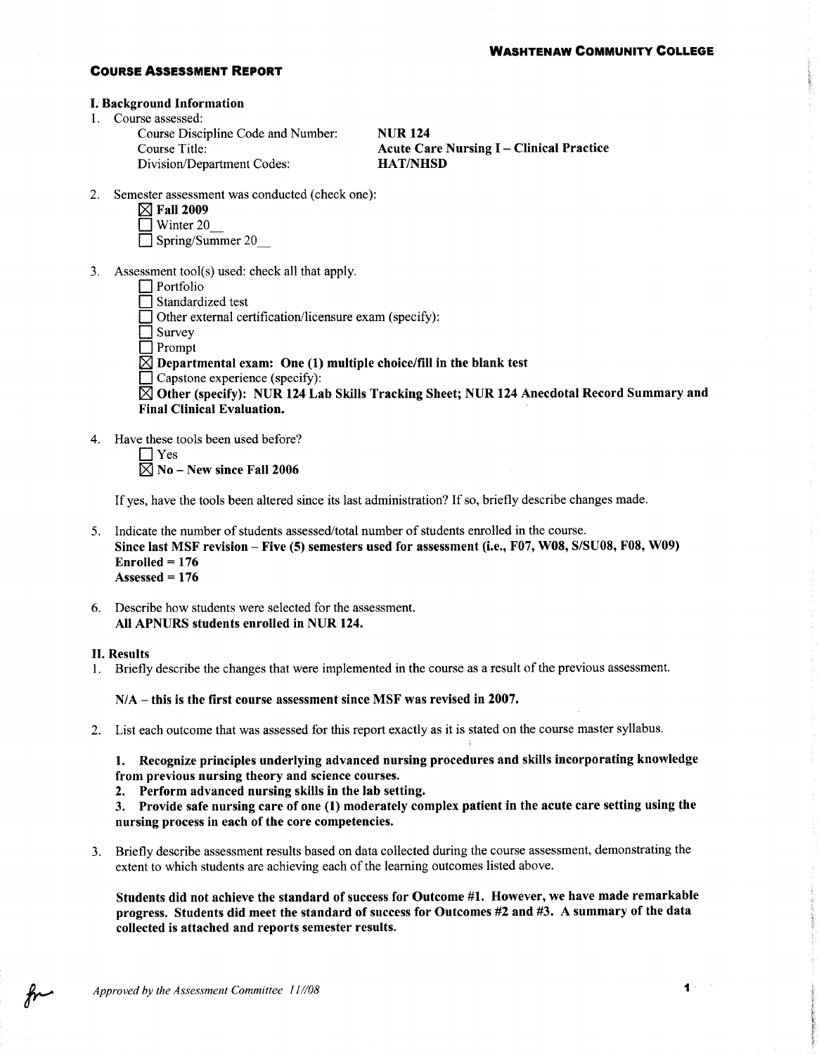**WASHTENAW COMMUNITY COLLEGE**

## COURSE ASSESSMENT REPORT

### I. Background Information

1. Course assessed:
   - Course Discipline Code and Number: **NUR 124**
   - Course Title: **Acute Care Nursing I – Clinical Practice**
   - Division/Department Codes: **HAT/NHSD**

2. Semester assessment was conducted (check one):
   - ☒ **Fall 2009**
   - ☐ Winter 20__
   - ☐ Spring/Summer 20__

3. Assessment tool(s) used: check all that apply.
   - ☐ Portfolio
   - ☐ Standardized test
   - ☐ Other external certification/licensure exam (specify):
   - ☐ Survey
   - ☐ Prompt
   - ☒ **Departmental exam: One (1) multiple choice/fill in the blank test**
   - ☐ Capstone experience (specify):
   - ☒ **Other (specify): NUR 124 Lab Skills Tracking Sheet; NUR 124 Anecdotal Record Summary and Final Clinical Evaluation.**

4. Have these tools been used before?
   - ☐ Yes
   - ☒ **No – New since Fall 2006**

   If yes, have the tools been altered since its last administration? If so, briefly describe changes made.

5. Indicate the number of students assessed/total number of students enrolled in the course.
   **Since last MSF revision – Five (5) semesters used for assessment (i.e., F07, W08, S/SU08, F08, W09)**
   **Enrolled = 176**
   **Assessed = 176**

6. Describe how students were selected for the assessment.
   **All APNURS students enrolled in NUR 124.**

### II. Results

1. Briefly describe the changes that were implemented in the course as a result of the previous assessment.

   **N/A – this is the first course assessment since MSF was revised in 2007.**

2. List each outcome that was assessed for this report exactly as it is stated on the course master syllabus.

   **1. Recognize principles underlying advanced nursing procedures and skills incorporating knowledge from previous nursing theory and science courses.**
   **2. Perform advanced nursing skills in the lab setting.**
   **3. Provide safe nursing care of one (1) moderately complex patient in the acute care setting using the nursing process in each of the core competencies.**

3. Briefly describe assessment results based on data collected during the course assessment, demonstrating the extent to which students are achieving each of the learning outcomes listed above.

   **Students did not achieve the standard of success for Outcome #1. However, we have made remarkable progress. Students did meet the standard of success for Outcomes #2 and #3. A summary of the data collected is attached and reports semester results.**

*Approved by the Assessment Committee 11//08*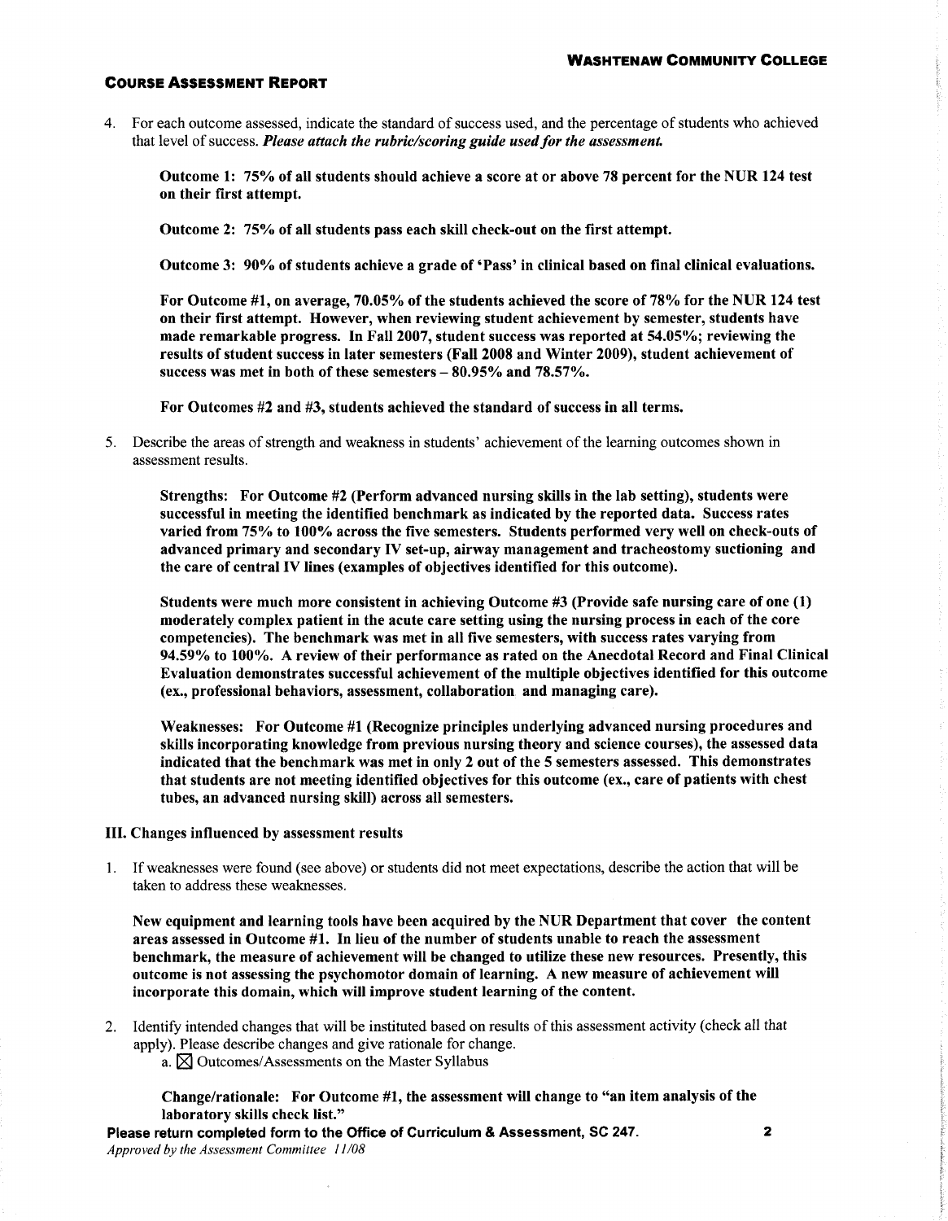4. For each outcome assessed, indicate the standard of success used, and the percentage of students who achieved that level of success. ***Please attach the rubric/scoring guide used for the assessment.***

   **Outcome 1: 75% of all students should achieve a score at or above 78 percent for the NUR 124 test on their first attempt.**

   **Outcome 2: 75% of all students pass each skill check-out on the first attempt.**

   **Outcome 3: 90% of students achieve a grade of 'Pass' in clinical based on final clinical evaluations.**

   **For Outcome #1, on average, 70.05% of the students achieved the score of 78% for the NUR 124 test on their first attempt. However, when reviewing student achievement by semester, students have made remarkable progress. In Fall 2007, student success was reported at 54.05%; reviewing the results of student success in later semesters (Fall 2008 and Winter 2009), student achievement of success was met in both of these semesters – 80.95% and 78.57%.**

   **For Outcomes #2 and #3, students achieved the standard of success in all terms.**

5. Describe the areas of strength and weakness in students' achievement of the learning outcomes shown in assessment results.

   **Strengths: For Outcome #2 (Perform advanced nursing skills in the lab setting), students were successful in meeting the identified benchmark as indicated by the reported data. Success rates varied from 75% to 100% across the five semesters. Students performed very well on check-outs of advanced primary and secondary IV set-up, airway management and tracheostomy suctioning and the care of central IV lines (examples of objectives identified for this outcome).**

   **Students were much more consistent in achieving Outcome #3 (Provide safe nursing care of one (1) moderately complex patient in the acute care setting using the nursing process in each of the core competencies). The benchmark was met in all five semesters, with success rates varying from 94.59% to 100%. A review of their performance as rated on the Anecdotal Record and Final Clinical Evaluation demonstrates successful achievement of the multiple objectives identified for this outcome (ex., professional behaviors, assessment, collaboration and managing care).**

   **Weaknesses: For Outcome #1 (Recognize principles underlying advanced nursing procedures and skills incorporating knowledge from previous nursing theory and science courses), the assessed data indicated that the benchmark was met in only 2 out of the 5 semesters assessed. This demonstrates that students are not meeting identified objectives for this outcome (ex., care of patients with chest tubes, an advanced nursing skill) across all semesters.**

## III. Changes influenced by assessment results

1. If weaknesses were found (see above) or students did not meet expectations, describe the action that will be taken to address these weaknesses.

   **New equipment and learning tools have been acquired by the NUR Department that cover the content areas assessed in Outcome #1. In lieu of the number of students unable to reach the assessment benchmark, the measure of achievement will be changed to utilize these new resources. Presently, this outcome is not assessing the psychomotor domain of learning. A new measure of achievement will incorporate this domain, which will improve student learning of the content.**

2. Identify intended changes that will be instituted based on results of this assessment activity (check all that apply). Please describe changes and give rationale for change.

   a. ☒ Outcomes/Assessments on the Master Syllabus

   **Change/rationale: For Outcome #1, the assessment will change to "an item analysis of the laboratory skills check list."**

**Please return completed form to the Office of Curriculum & Assessment, SC 247.**
*Approved by the Assessment Committee 11/08*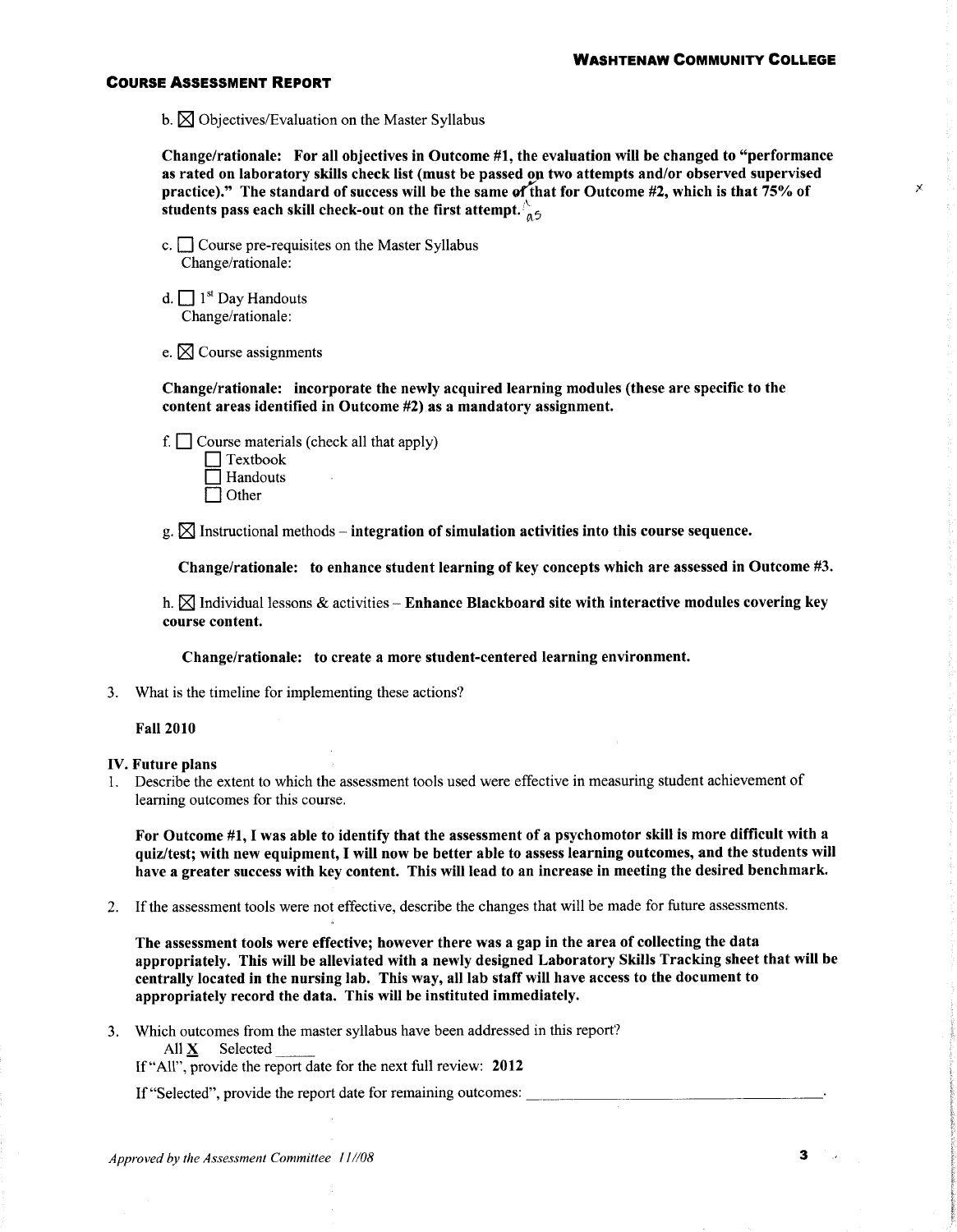**COURSE ASSESSMENT REPORT**

b. ☒ Objectives/Evaluation on the Master Syllabus

**Change/rationale: For all objectives in Outcome #1, the evaluation will be changed to "performance as rated on laboratory skills check list (must be passed on two attempts and/or observed supervised practice)." The standard of success will be the same of that for Outcome #2, which is that 75% of students pass each skill check-out on the first attempt.** as

c. ☐ Course pre-requisites on the Master Syllabus
Change/rationale:

d. ☐ 1st Day Handouts
Change/rationale:

e. ☒ Course assignments

**Change/rationale: incorporate the newly acquired learning modules (these are specific to the content areas identified in Outcome #2) as a mandatory assignment.**

f. ☐ Course materials (check all that apply)
- ☐ Textbook
- ☐ Handouts
- ☐ Other

g. ☒ Instructional methods – **integration of simulation activities into this course sequence.**

**Change/rationale: to enhance student learning of key concepts which are assessed in Outcome #3.**

h. ☒ Individual lessons & activities – **Enhance Blackboard site with interactive modules covering key course content.**

**Change/rationale: to create a more student-centered learning environment.**

3. What is the timeline for implementing these actions?

**Fall 2010**

**IV. Future plans**

1. Describe the extent to which the assessment tools used were effective in measuring student achievement of learning outcomes for this course.

**For Outcome #1, I was able to identify that the assessment of a psychomotor skill is more difficult with a quiz/test; with new equipment, I will now be better able to assess learning outcomes, and the students will have a greater success with key content. This will lead to an increase in meeting the desired benchmark.**

2. If the assessment tools were not effective, describe the changes that will be made for future assessments.

**The assessment tools were effective; however there was a gap in the area of collecting the data appropriately. This will be alleviated with a newly designed Laboratory Skills Tracking sheet that will be centrally located in the nursing lab. This way, all lab staff will have access to the document to appropriately record the data. This will be instituted immediately.**

3. Which outcomes from the master syllabus have been addressed in this report?
All **X** Selected ____
If "All", provide the report date for the next full review: **2012**

If "Selected", provide the report date for remaining outcomes: ______________________.

*Approved by the Assessment Committee 11/08*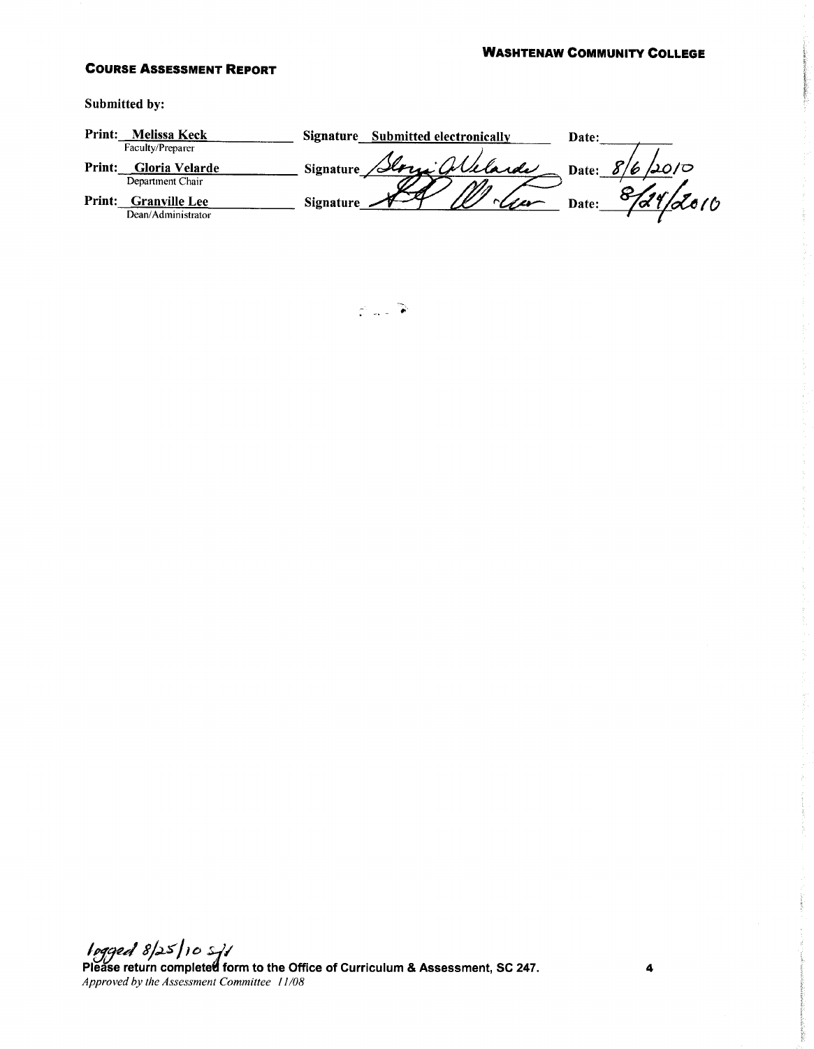**WASHTENAW COMMUNITY COLLEGE**

**COURSE ASSESSMENT REPORT**

**Submitted by:**

| | | |
|---|---|---|
| **Print:** Melissa Keck (Faculty/Preparer) | **Signature** Submitted electronically | **Date:** |
| **Print:** Gloria Velarde (Department Chair) | **Signature** Gloria Velarde | **Date:** 8/6/2010 |
| **Print:** Granville Lee (Dean/Administrator) | **Signature** G. W. Lee | **Date:** 8/24/2010 |

logged 8/25/10 sjl

**Please return completed form to the Office of Curriculum & Assessment, SC 247.**

*Approved by the Assessment Committee 11/08*